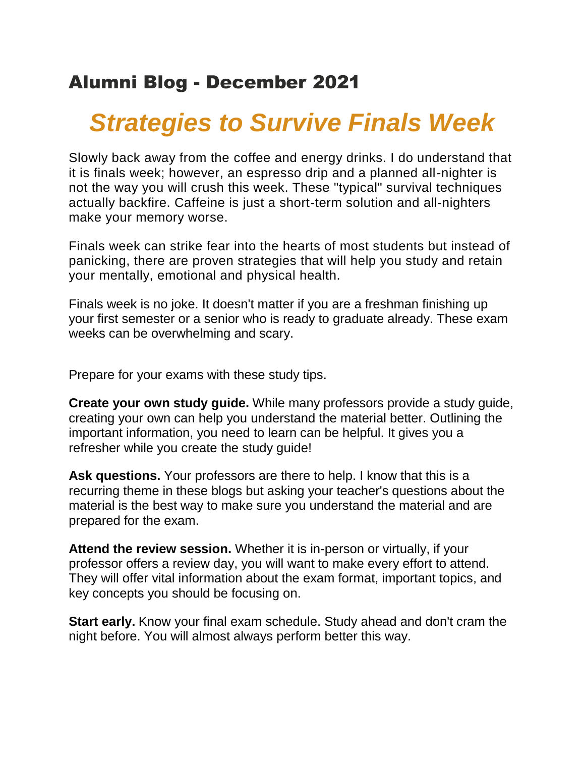## Alumni Blog - December 2021

# *Strategies to Survive Finals Week*

Slowly back away from the coffee and energy drinks. I do understand that it is finals week; however, an espresso drip and a planned all-nighter is not the way you will crush this week. These "typical" survival techniques actually backfire. Caffeine is just a short-term solution and all-nighters make your memory worse.

Finals week can strike fear into the hearts of most students but instead of panicking, there are proven strategies that will help you study and retain your mentally, emotional and physical health.

Finals week is no joke. It doesn't matter if you are a freshman finishing up your first semester or a senior who is ready to graduate already. These exam weeks can be overwhelming and scary.

Prepare for your exams with these study tips.

**Create your own study guide.** While many professors provide a study guide, creating your own can help you understand the material better. Outlining the important information, you need to learn can be helpful. It gives you a refresher while you create the study guide!

**Ask questions.** Your professors are there to help. I know that this is a recurring theme in these blogs but asking your teacher's questions about the material is the best way to make sure you understand the material and are prepared for the exam.

**Attend the review session.** Whether it is in-person or virtually, if your professor offers a review day, you will want to make every effort to attend. They will offer vital information about the exam format, important topics, and key concepts you should be focusing on.

**Start early.** Know your final exam schedule. Study ahead and don't cram the night before. You will almost always perform better this way.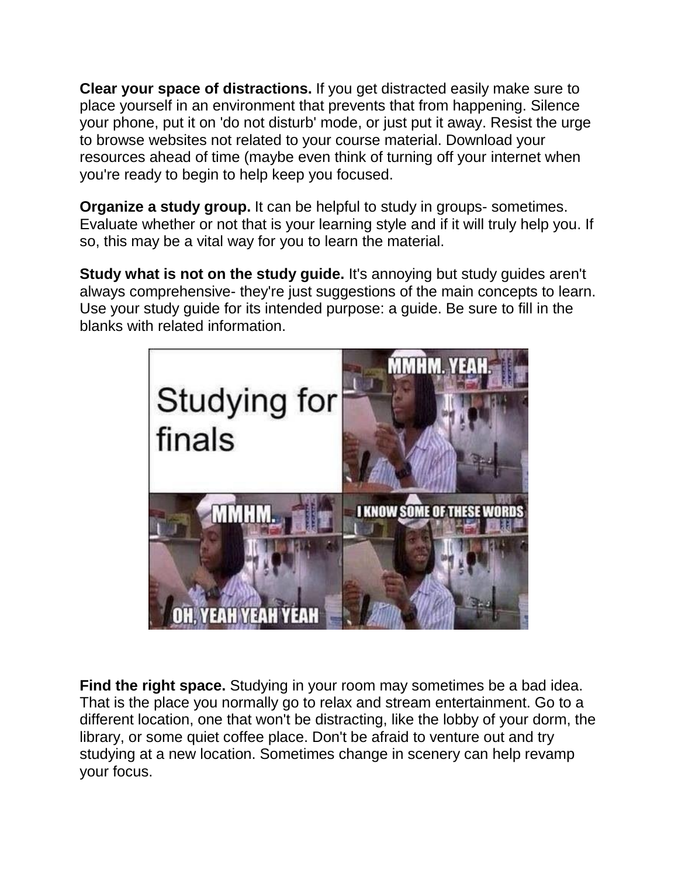**Clear your space of distractions.** If you get distracted easily make sure to place yourself in an environment that prevents that from happening. Silence your phone, put it on 'do not disturb' mode, or just put it away. Resist the urge to browse websites not related to your course material. Download your resources ahead of time (maybe even think of turning off your internet when you're ready to begin to help keep you focused.

**Organize a study group.** It can be helpful to study in groups- sometimes. Evaluate whether or not that is your learning style and if it will truly help you. If so, this may be a vital way for you to learn the material.

**Study what is not on the study guide.** It's annoying but study guides aren't always comprehensive- they're just suggestions of the main concepts to learn. Use your study guide for its intended purpose: a guide. Be sure to fill in the blanks with related information.

**Find the right space.** Studying in your room may sometimes be a bad idea. That is the place you normally go to relax and stream entertainment. Go to a different location, one that won't be distracting, like the lobby of your dorm, the library, or some quiet coffee place. Don't be afraid to venture out and try studying at a new location. Sometimes change in scenery can help revamp your focus.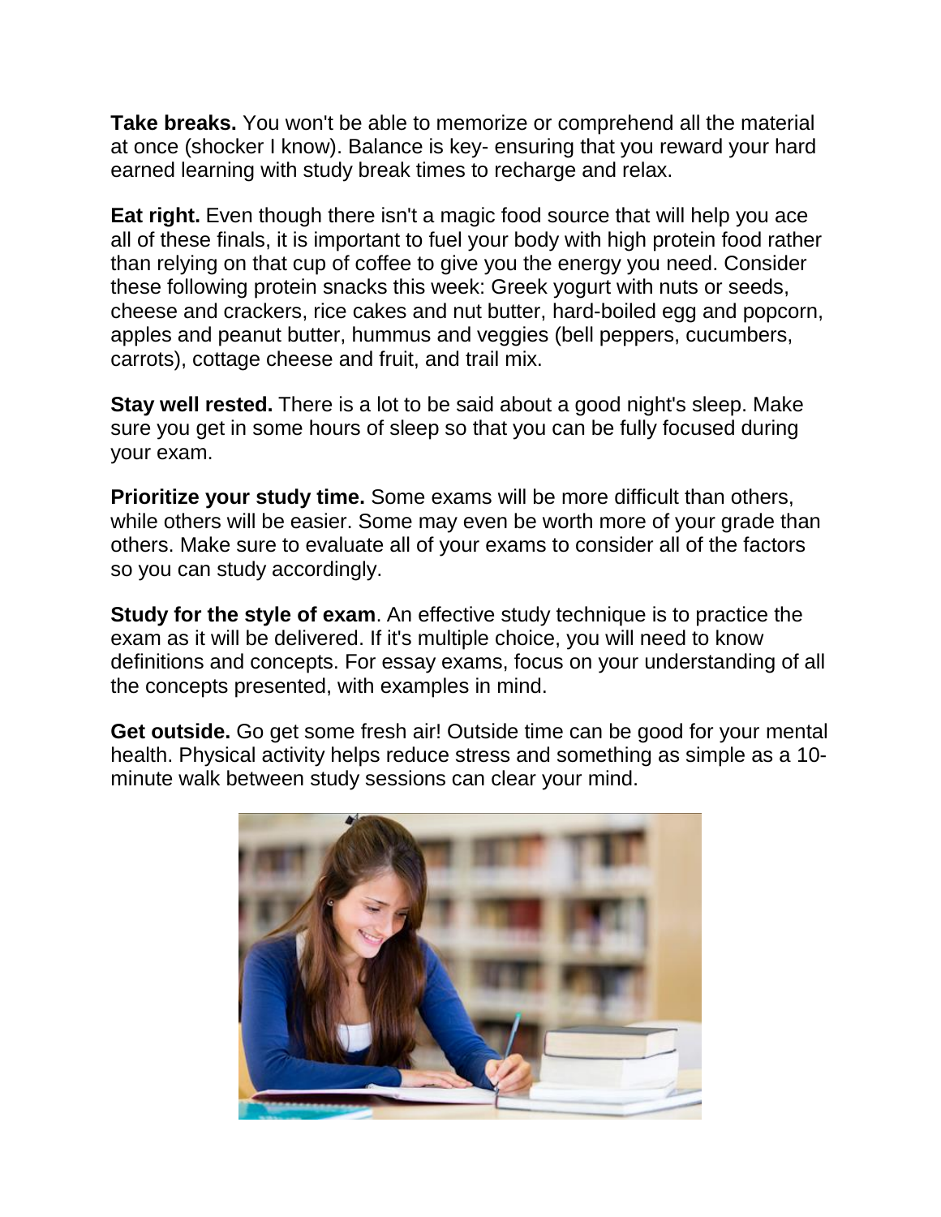**Take breaks.** You won't be able to memorize or comprehend all the material at once (shocker I know). Balance is key- ensuring that you reward your hard earned learning with study break times to recharge and relax.

**Eat right.** Even though there isn't a magic food source that will help you ace all of these finals, it is important to fuel your body with high protein food rather than relying on that cup of coffee to give you the energy you need. Consider these following protein snacks this week: Greek yogurt with nuts or seeds, cheese and crackers, rice cakes and nut butter, hard-boiled egg and popcorn, apples and peanut butter, hummus and veggies (bell peppers, cucumbers, carrots), cottage cheese and fruit, and trail mix.

**Stay well rested.** There is a lot to be said about a good night's sleep. Make sure you get in some hours of sleep so that you can be fully focused during your exam.

**Prioritize your study time.** Some exams will be more difficult than others, while others will be easier. Some may even be worth more of your grade than others. Make sure to evaluate all of your exams to consider all of the factors so you can study accordingly.

**Study for the style of exam**. An effective study technique is to practice the exam as it will be delivered. If it's multiple choice, you will need to know definitions and concepts. For essay exams, focus on your understanding of all the concepts presented, with examples in mind.

**Get outside.** Go get some fresh air! Outside time can be good for your mental health. Physical activity helps reduce stress and something as simple as a 10-minute walk between study sessions can clear your mind.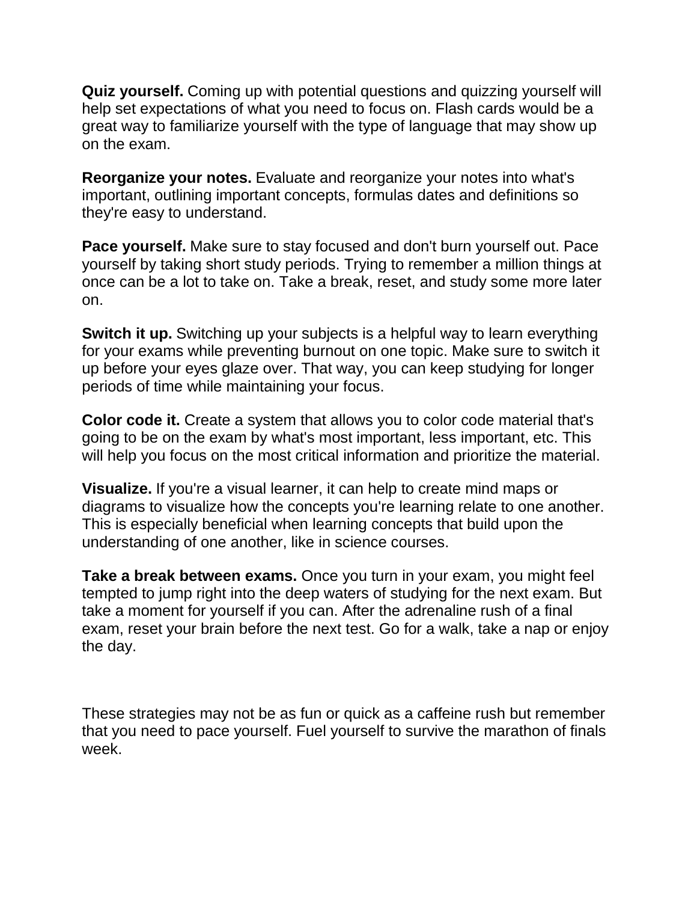**Quiz yourself.** Coming up with potential questions and quizzing yourself will help set expectations of what you need to focus on. Flash cards would be a great way to familiarize yourself with the type of language that may show up on the exam.

**Reorganize your notes.** Evaluate and reorganize your notes into what's important, outlining important concepts, formulas dates and definitions so they're easy to understand.

**Pace yourself.** Make sure to stay focused and don't burn yourself out. Pace yourself by taking short study periods. Trying to remember a million things at once can be a lot to take on. Take a break, reset, and study some more later on.

**Switch it up.** Switching up your subjects is a helpful way to learn everything for your exams while preventing burnout on one topic. Make sure to switch it up before your eyes glaze over. That way, you can keep studying for longer periods of time while maintaining your focus.

**Color code it.** Create a system that allows you to color code material that's going to be on the exam by what's most important, less important, etc. This will help you focus on the most critical information and prioritize the material.

**Visualize.** If you're a visual learner, it can help to create mind maps or diagrams to visualize how the concepts you're learning relate to one another. This is especially beneficial when learning concepts that build upon the understanding of one another, like in science courses.

**Take a break between exams.** Once you turn in your exam, you might feel tempted to jump right into the deep waters of studying for the next exam. But take a moment for yourself if you can. After the adrenaline rush of a final exam, reset your brain before the next test. Go for a walk, take a nap or enjoy the day.

These strategies may not be as fun or quick as a caffeine rush but remember that you need to pace yourself. Fuel yourself to survive the marathon of finals week.